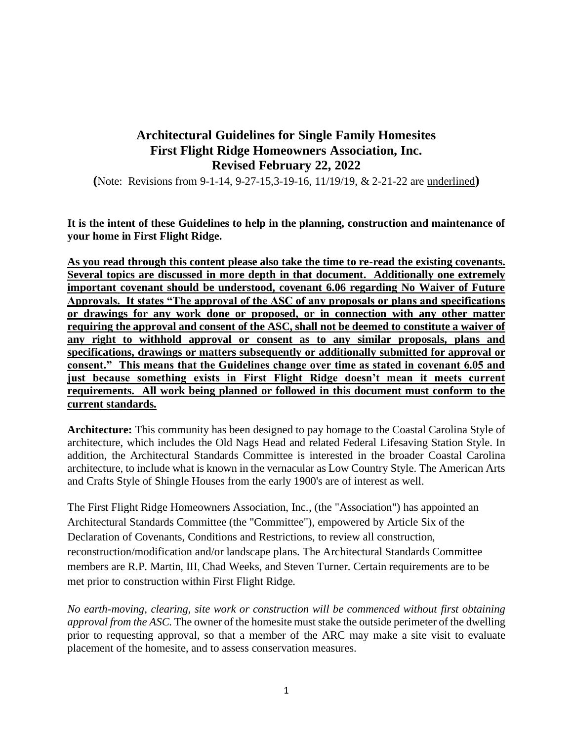# Architectural Guidelines for Single Family Homesites
# First Flight Ridge Homeowners Association, Inc.
# Revised February 22, 2022

**(**Note: Revisions from 9-1-14, 9-27-15,3-19-16, 11/19/19, & 2-21-22 are <u>underlined</u>**)**

**It is the intent of these Guidelines to help in the planning, construction and maintenance of your home in First Flight Ridge.**

**<u>As you read through this content please also take the time to re-read the existing covenants. Several topics are discussed in more depth in that document. Additionally one extremely important covenant should be understood, covenant 6.06 regarding No Waiver of Future Approvals. It states "The approval of the ASC of any proposals or plans and specifications or drawings for any work done or proposed, or in connection with any other matter requiring the approval and consent of the ASC, shall not be deemed to constitute a waiver of any right to withhold approval or consent as to any similar proposals, plans and specifications, drawings or matters subsequently or additionally submitted for approval or consent." This means that the Guidelines change over time as stated in covenant 6.05 and just because something exists in First Flight Ridge doesn't mean it meets current requirements. All work being planned or followed in this document must conform to the current standards.</u>**

**Architecture:** This community has been designed to pay homage to the Coastal Carolina Style of architecture, which includes the Old Nags Head and related Federal Lifesaving Station Style. In addition, the Architectural Standards Committee is interested in the broader Coastal Carolina architecture, to include what is known in the vernacular as Low Country Style. The American Arts and Crafts Style of Shingle Houses from the early 1900's are of interest as well.

The First Flight Ridge Homeowners Association, Inc., (the "Association") has appointed an Architectural Standards Committee (the "Committee"), empowered by Article Six of the Declaration of Covenants, Conditions and Restrictions, to review all construction, reconstruction/modification and/or landscape plans. The Architectural Standards Committee members are R.P. Martin, III, Chad Weeks, and Steven Turner. Certain requirements are to be met prior to construction within First Flight Ridge.

*No earth-moving, clearing, site work or construction will be commenced without first obtaining approval from the ASC.* The owner of the homesite must stake the outside perimeter of the dwelling prior to requesting approval, so that a member of the ARC may make a site visit to evaluate placement of the homesite, and to assess conservation measures.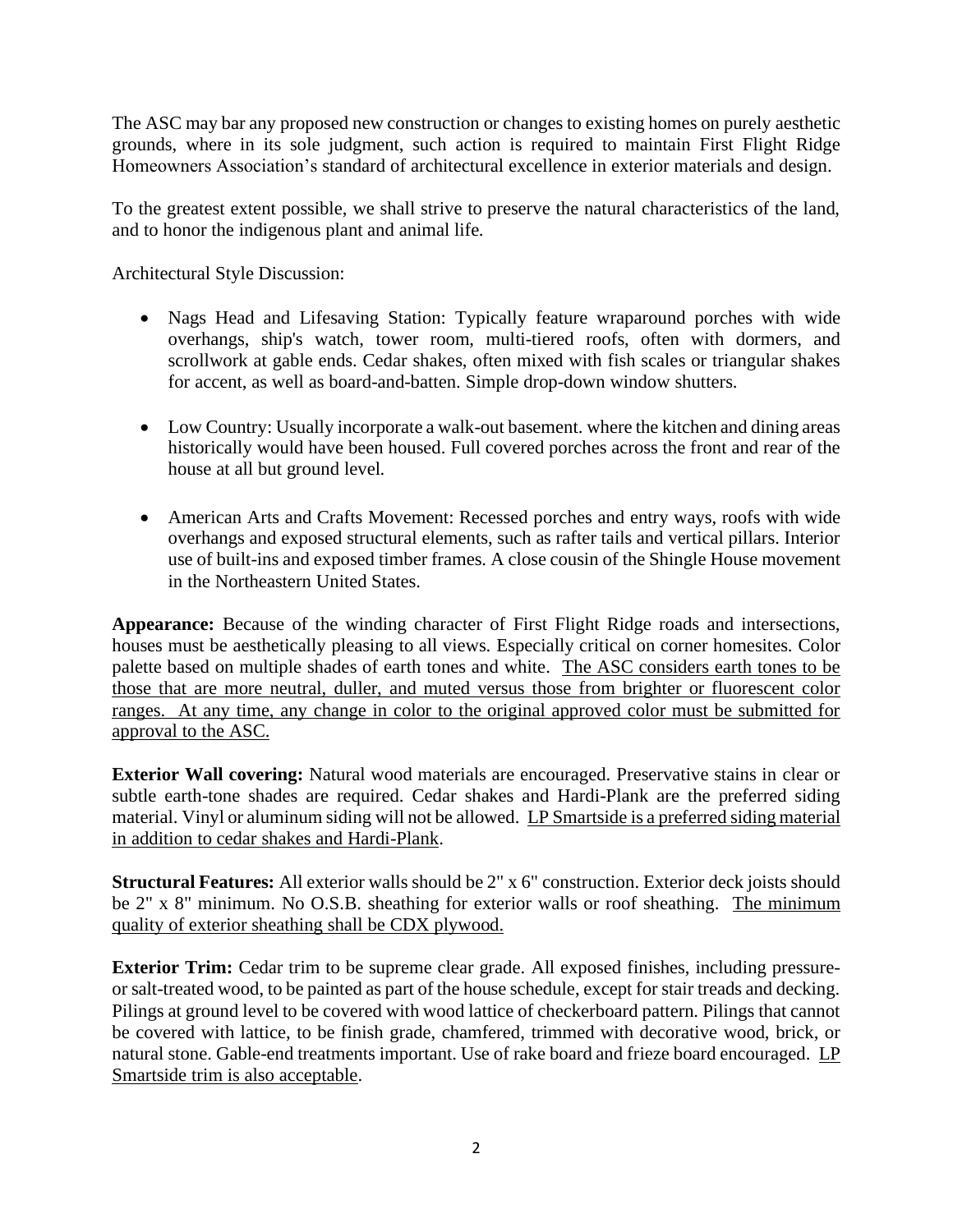The ASC may bar any proposed new construction or changes to existing homes on purely aesthetic grounds, where in its sole judgment, such action is required to maintain First Flight Ridge Homeowners Association's standard of architectural excellence in exterior materials and design.

To the greatest extent possible, we shall strive to preserve the natural characteristics of the land, and to honor the indigenous plant and animal life.

Architectural Style Discussion:

- Nags Head and Lifesaving Station: Typically feature wraparound porches with wide overhangs, ship's watch, tower room, multi-tiered roofs, often with dormers, and scrollwork at gable ends. Cedar shakes, often mixed with fish scales or triangular shakes for accent, as well as board-and-batten. Simple drop-down window shutters.

- Low Country: Usually incorporate a walk-out basement. where the kitchen and dining areas historically would have been housed. Full covered porches across the front and rear of the house at all but ground level.

- American Arts and Crafts Movement: Recessed porches and entry ways, roofs with wide overhangs and exposed structural elements, such as rafter tails and vertical pillars. Interior use of built-ins and exposed timber frames. A close cousin of the Shingle House movement in the Northeastern United States.

**Appearance:** Because of the winding character of First Flight Ridge roads and intersections, houses must be aesthetically pleasing to all views. Especially critical on corner homesites. Color palette based on multiple shades of earth tones and white. <u>The ASC considers earth tones to be those that are more neutral, duller, and muted versus those from brighter or fluorescent color ranges. At any time, any change in color to the original approved color must be submitted for approval to the ASC.</u>

**Exterior Wall covering:** Natural wood materials are encouraged. Preservative stains in clear or subtle earth-tone shades are required. Cedar shakes and Hardi-Plank are the preferred siding material. Vinyl or aluminum siding will not be allowed. <u>LP Smartside is a preferred siding material in addition to cedar shakes and Hardi-Plank</u>.

**Structural Features:** All exterior walls should be 2" x 6" construction. Exterior deck joists should be 2" x 8" minimum. No O.S.B. sheathing for exterior walls or roof sheathing. <u>The minimum quality of exterior sheathing shall be CDX plywood.</u>

**Exterior Trim:** Cedar trim to be supreme clear grade. All exposed finishes, including pressure- or salt-treated wood, to be painted as part of the house schedule, except for stair treads and decking. Pilings at ground level to be covered with wood lattice of checkerboard pattern. Pilings that cannot be covered with lattice, to be finish grade, chamfered, trimmed with decorative wood, brick, or natural stone. Gable-end treatments important. Use of rake board and frieze board encouraged. <u>LP Smartside trim is also acceptable</u>.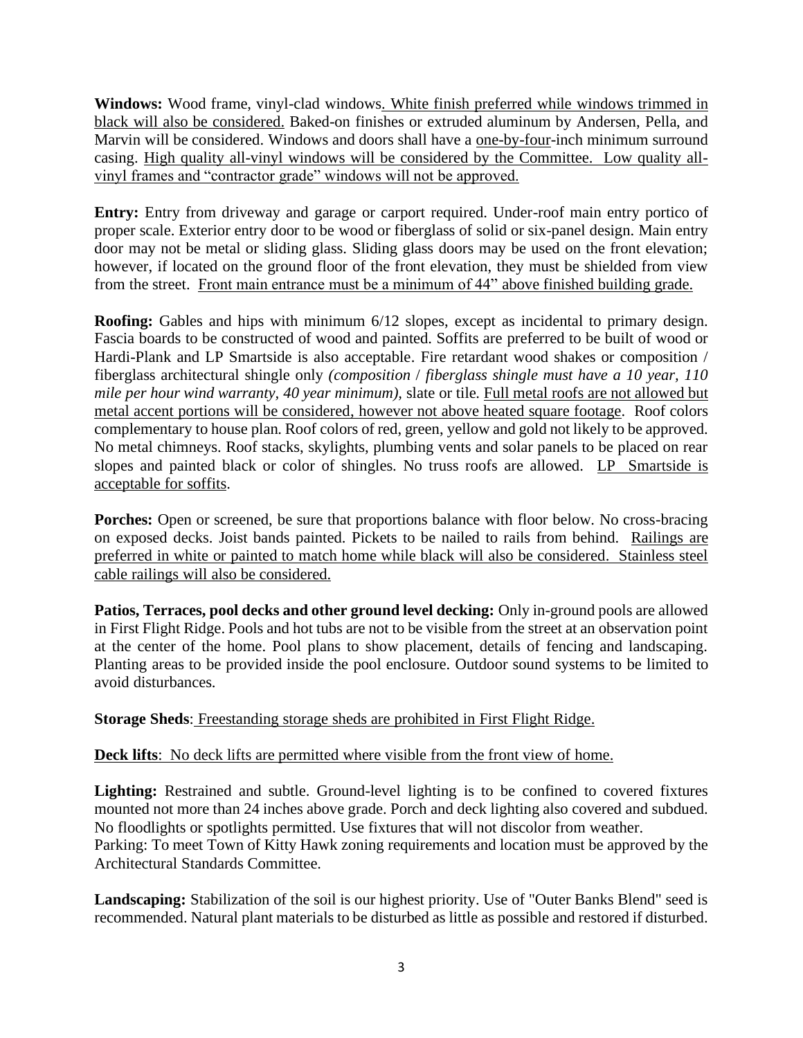**Windows:** Wood frame, vinyl-clad windows. White finish preferred while windows trimmed in black will also be considered. Baked-on finishes or extruded aluminum by Andersen, Pella, and Marvin will be considered. Windows and doors shall have a one-by-four-inch minimum surround casing. High quality all-vinyl windows will be considered by the Committee. Low quality all-vinyl frames and "contractor grade" windows will not be approved.

**Entry:** Entry from driveway and garage or carport required. Under-roof main entry portico of proper scale. Exterior entry door to be wood or fiberglass of solid or six-panel design. Main entry door may not be metal or sliding glass. Sliding glass doors may be used on the front elevation; however, if located on the ground floor of the front elevation, they must be shielded from view from the street. Front main entrance must be a minimum of 44" above finished building grade.

**Roofing:** Gables and hips with minimum 6/12 slopes, except as incidental to primary design. Fascia boards to be constructed of wood and painted. Soffits are preferred to be built of wood or Hardi-Plank and LP Smartside is also acceptable. Fire retardant wood shakes or composition / fiberglass architectural shingle only *(composition / fiberglass shingle must have a 10 year, 110 mile per hour wind warranty, 40 year minimum),* slate or tile. Full metal roofs are not allowed but metal accent portions will be considered, however not above heated square footage. Roof colors complementary to house plan. Roof colors of red, green, yellow and gold not likely to be approved. No metal chimneys. Roof stacks, skylights, plumbing vents and solar panels to be placed on rear slopes and painted black or color of shingles. No truss roofs are allowed. LP Smartside is acceptable for soffits.

**Porches:** Open or screened, be sure that proportions balance with floor below. No cross-bracing on exposed decks. Joist bands painted. Pickets to be nailed to rails from behind. Railings are preferred in white or painted to match home while black will also be considered. Stainless steel cable railings will also be considered.

**Patios, Terraces, pool decks and other ground level decking:** Only in-ground pools are allowed in First Flight Ridge. Pools and hot tubs are not to be visible from the street at an observation point at the center of the home. Pool plans to show placement, details of fencing and landscaping. Planting areas to be provided inside the pool enclosure. Outdoor sound systems to be limited to avoid disturbances.

**Storage Sheds**: Freestanding storage sheds are prohibited in First Flight Ridge.

**Deck lifts**: No deck lifts are permitted where visible from the front view of home.

**Lighting:** Restrained and subtle. Ground-level lighting is to be confined to covered fixtures mounted not more than 24 inches above grade. Porch and deck lighting also covered and subdued. No floodlights or spotlights permitted. Use fixtures that will not discolor from weather.
Parking: To meet Town of Kitty Hawk zoning requirements and location must be approved by the Architectural Standards Committee.

**Landscaping:** Stabilization of the soil is our highest priority. Use of "Outer Banks Blend" seed is recommended. Natural plant materials to be disturbed as little as possible and restored if disturbed.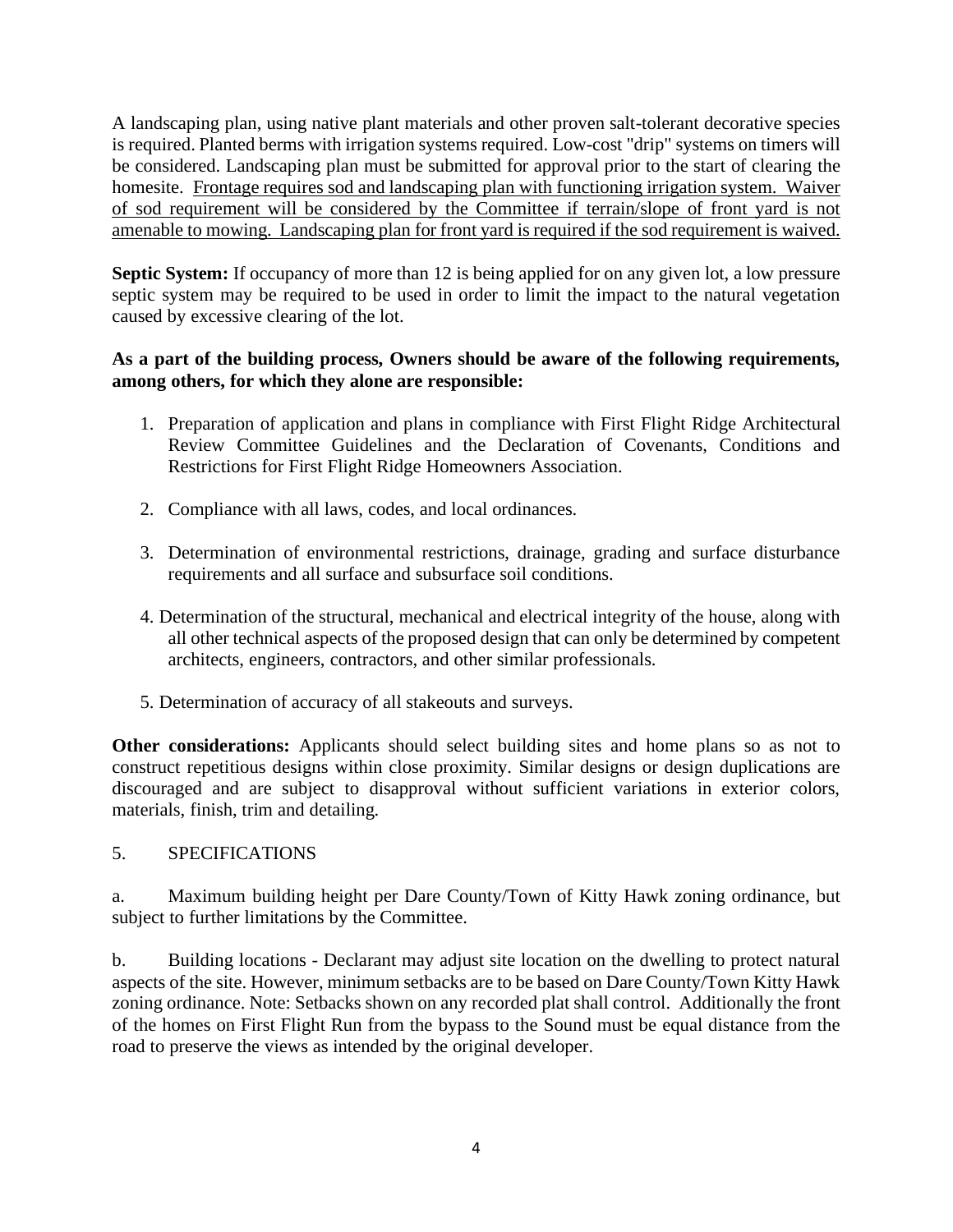A landscaping plan, using native plant materials and other proven salt-tolerant decorative species is required. Planted berms with irrigation systems required. Low-cost "drip" systems on timers will be considered. Landscaping plan must be submitted for approval prior to the start of clearing the homesite. <u>Frontage requires sod and landscaping plan with functioning irrigation system. Waiver of sod requirement will be considered by the Committee if terrain/slope of front yard is not amenable to mowing. Landscaping plan for front yard is required if the sod requirement is waived.</u>

**Septic System:** If occupancy of more than 12 is being applied for on any given lot, a low pressure septic system may be required to be used in order to limit the impact to the natural vegetation caused by excessive clearing of the lot.

**As a part of the building process, Owners should be aware of the following requirements, among others, for which they alone are responsible:**

1. Preparation of application and plans in compliance with First Flight Ridge Architectural Review Committee Guidelines and the Declaration of Covenants, Conditions and Restrictions for First Flight Ridge Homeowners Association.
2. Compliance with all laws, codes, and local ordinances.
3. Determination of environmental restrictions, drainage, grading and surface disturbance requirements and all surface and subsurface soil conditions.
4. Determination of the structural, mechanical and electrical integrity of the house, along with all other technical aspects of the proposed design that can only be determined by competent architects, engineers, contractors, and other similar professionals.
5. Determination of accuracy of all stakeouts and surveys.

**Other considerations:** Applicants should select building sites and home plans so as not to construct repetitious designs within close proximity. Similar designs or design duplications are discouraged and are subject to disapproval without sufficient variations in exterior colors, materials, finish, trim and detailing.

5. SPECIFICATIONS

a. Maximum building height per Dare County/Town of Kitty Hawk zoning ordinance, but subject to further limitations by the Committee.

b. Building locations - Declarant may adjust site location on the dwelling to protect natural aspects of the site. However, minimum setbacks are to be based on Dare County/Town Kitty Hawk zoning ordinance. Note: Setbacks shown on any recorded plat shall control. Additionally the front of the homes on First Flight Run from the bypass to the Sound must be equal distance from the road to preserve the views as intended by the original developer.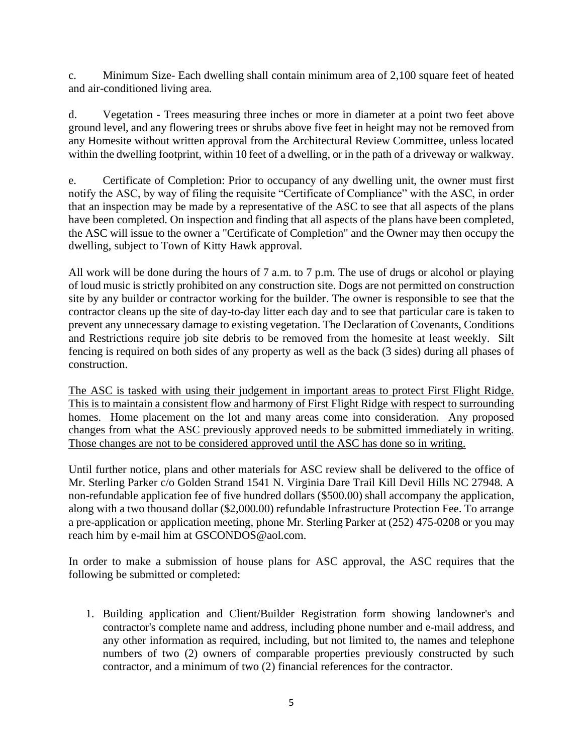c. Minimum Size- Each dwelling shall contain minimum area of 2,100 square feet of heated and air-conditioned living area.

d. Vegetation - Trees measuring three inches or more in diameter at a point two feet above ground level, and any flowering trees or shrubs above five feet in height may not be removed from any Homesite without written approval from the Architectural Review Committee, unless located within the dwelling footprint, within 10 feet of a dwelling, or in the path of a driveway or walkway.

e. Certificate of Completion: Prior to occupancy of any dwelling unit, the owner must first notify the ASC, by way of filing the requisite "Certificate of Compliance" with the ASC, in order that an inspection may be made by a representative of the ASC to see that all aspects of the plans have been completed. On inspection and finding that all aspects of the plans have been completed, the ASC will issue to the owner a "Certificate of Completion" and the Owner may then occupy the dwelling, subject to Town of Kitty Hawk approval.

All work will be done during the hours of 7 a.m. to 7 p.m. The use of drugs or alcohol or playing of loud music is strictly prohibited on any construction site. Dogs are not permitted on construction site by any builder or contractor working for the builder. The owner is responsible to see that the contractor cleans up the site of day-to-day litter each day and to see that particular care is taken to prevent any unnecessary damage to existing vegetation. The Declaration of Covenants, Conditions and Restrictions require job site debris to be removed from the homesite at least weekly. Silt fencing is required on both sides of any property as well as the back (3 sides) during all phases of construction.

<u>The ASC is tasked with using their judgement in important areas to protect First Flight Ridge. This is to maintain a consistent flow and harmony of First Flight Ridge with respect to surrounding homes. Home placement on the lot and many areas come into consideration. Any proposed changes from what the ASC previously approved needs to be submitted immediately in writing. Those changes are not to be considered approved until the ASC has done so in writing.</u>

Until further notice, plans and other materials for ASC review shall be delivered to the office of Mr. Sterling Parker c/o Golden Strand 1541 N. Virginia Dare Trail Kill Devil Hills NC 27948. A non-refundable application fee of five hundred dollars ($500.00) shall accompany the application, along with a two thousand dollar ($2,000.00) refundable Infrastructure Protection Fee. To arrange a pre-application or application meeting, phone Mr. Sterling Parker at (252) 475-0208 or you may reach him by e-mail him at GSCONDOS@aol.com.

In order to make a submission of house plans for ASC approval, the ASC requires that the following be submitted or completed:

1. Building application and Client/Builder Registration form showing landowner's and contractor's complete name and address, including phone number and e-mail address, and any other information as required, including, but not limited to, the names and telephone numbers of two (2) owners of comparable properties previously constructed by such contractor, and a minimum of two (2) financial references for the contractor.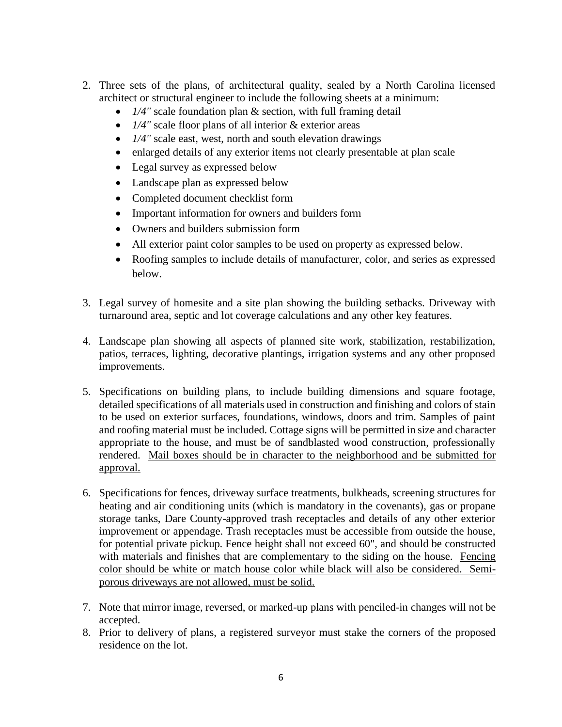2. Three sets of the plans, of architectural quality, sealed by a North Carolina licensed architect or structural engineer to include the following sheets at a minimum:
    - *1/4"* scale foundation plan & section, with full framing detail
    - *1/4"* scale floor plans of all interior & exterior areas
    - *1/4"* scale east, west, north and south elevation drawings
    - enlarged details of any exterior items not clearly presentable at plan scale
    - Legal survey as expressed below
    - Landscape plan as expressed below
    - Completed document checklist form
    - Important information for owners and builders form
    - Owners and builders submission form
    - All exterior paint color samples to be used on property as expressed below.
    - Roofing samples to include details of manufacturer, color, and series as expressed below.

3. Legal survey of homesite and a site plan showing the building setbacks. Driveway with turnaround area, septic and lot coverage calculations and any other key features.

4. Landscape plan showing all aspects of planned site work, stabilization, restabilization, patios, terraces, lighting, decorative plantings, irrigation systems and any other proposed improvements.

5. Specifications on building plans, to include building dimensions and square footage, detailed specifications of all materials used in construction and finishing and colors of stain to be used on exterior surfaces, foundations, windows, doors and trim. Samples of paint and roofing material must be included. Cottage signs will be permitted in size and character appropriate to the house, and must be of sandblasted wood construction, professionally rendered. <u>Mail boxes should be in character to the neighborhood and be submitted for approval.</u>

6. Specifications for fences, driveway surface treatments, bulkheads, screening structures for heating and air conditioning units (which is mandatory in the covenants), gas or propane storage tanks, Dare County-approved trash receptacles and details of any other exterior improvement or appendage. Trash receptacles must be accessible from outside the house, for potential private pickup. Fence height shall not exceed 60", and should be constructed with materials and finishes that are complementary to the siding on the house. <u>Fencing color should be white or match house color while black will also be considered. Semi-porous driveways are not allowed, must be solid.</u>

7. Note that mirror image, reversed, or marked-up plans with penciled-in changes will not be accepted.
8. Prior to delivery of plans, a registered surveyor must stake the corners of the proposed residence on the lot.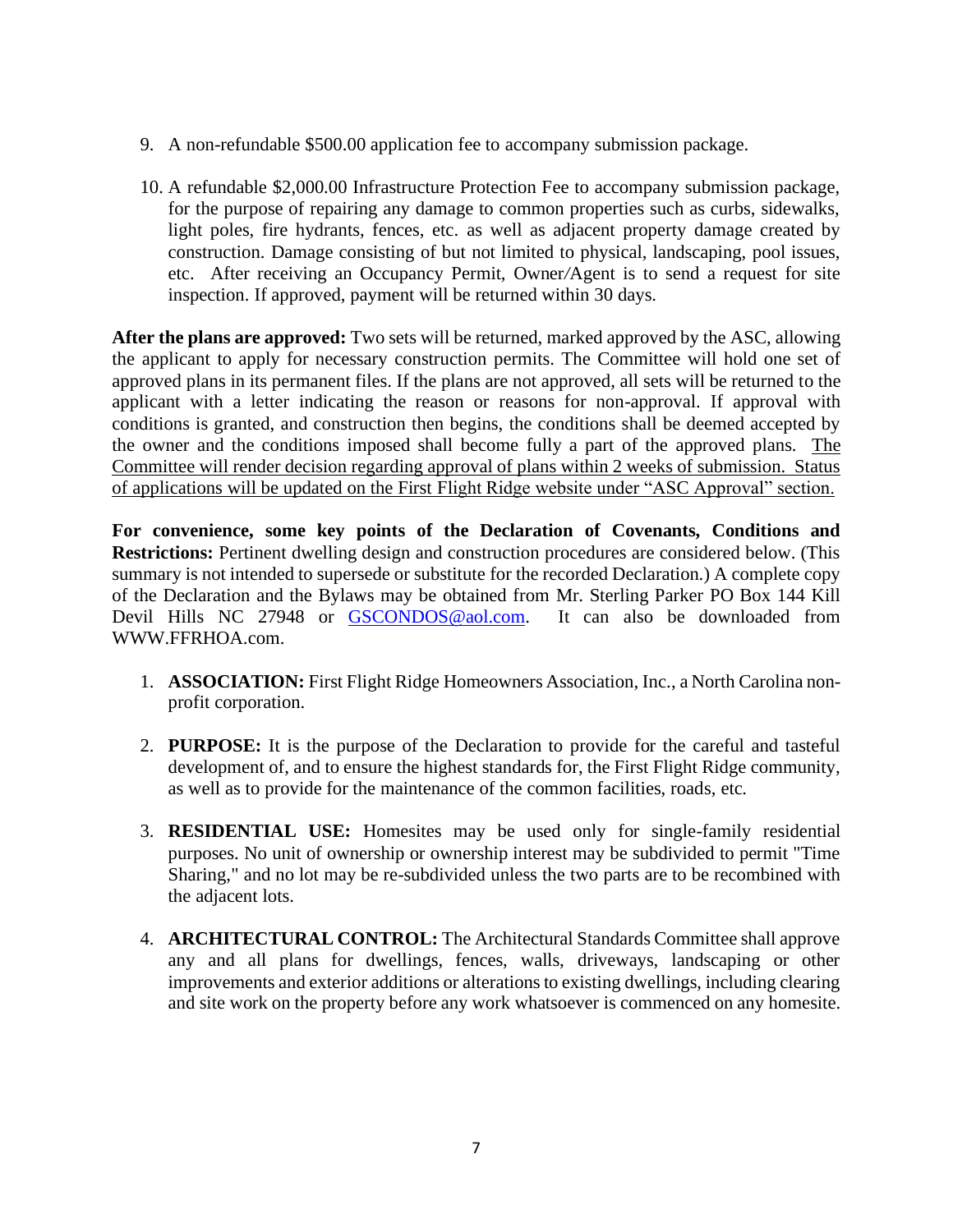9. A non-refundable $500.00 application fee to accompany submission package.

10. A refundable $2,000.00 Infrastructure Protection Fee to accompany submission package, for the purpose of repairing any damage to common properties such as curbs, sidewalks, light poles, fire hydrants, fences, etc. as well as adjacent property damage created by construction. Damage consisting of but not limited to physical, landscaping, pool issues, etc. After receiving an Occupancy Permit, Owner/Agent is to send a request for site inspection. If approved, payment will be returned within 30 days.

**After the plans are approved:** Two sets will be returned, marked approved by the ASC, allowing the applicant to apply for necessary construction permits. The Committee will hold one set of approved plans in its permanent files. If the plans are not approved, all sets will be returned to the applicant with a letter indicating the reason or reasons for non-approval. If approval with conditions is granted, and construction then begins, the conditions shall be deemed accepted by the owner and the conditions imposed shall become fully a part of the approved plans. <u>The Committee will render decision regarding approval of plans within 2 weeks of submission. Status of applications will be updated on the First Flight Ridge website under "ASC Approval" section.</u>

**For convenience, some key points of the Declaration of Covenants, Conditions and Restrictions:** Pertinent dwelling design and construction procedures are considered below. (This summary is not intended to supersede or substitute for the recorded Declaration.) A complete copy of the Declaration and the Bylaws may be obtained from Mr. Sterling Parker PO Box 144 Kill Devil Hills NC 27948 or GSCONDOS@aol.com. It can also be downloaded from WWW.FFRHOA.com.

1. **ASSOCIATION:** First Flight Ridge Homeowners Association, Inc., a North Carolina non-profit corporation.

2. **PURPOSE:** It is the purpose of the Declaration to provide for the careful and tasteful development of, and to ensure the highest standards for, the First Flight Ridge community, as well as to provide for the maintenance of the common facilities, roads, etc.

3. **RESIDENTIAL USE:** Homesites may be used only for single-family residential purposes. No unit of ownership or ownership interest may be subdivided to permit "Time Sharing," and no lot may be re-subdivided unless the two parts are to be recombined with the adjacent lots.

4. **ARCHITECTURAL CONTROL:** The Architectural Standards Committee shall approve any and all plans for dwellings, fences, walls, driveways, landscaping or other improvements and exterior additions or alterations to existing dwellings, including clearing and site work on the property before any work whatsoever is commenced on any homesite.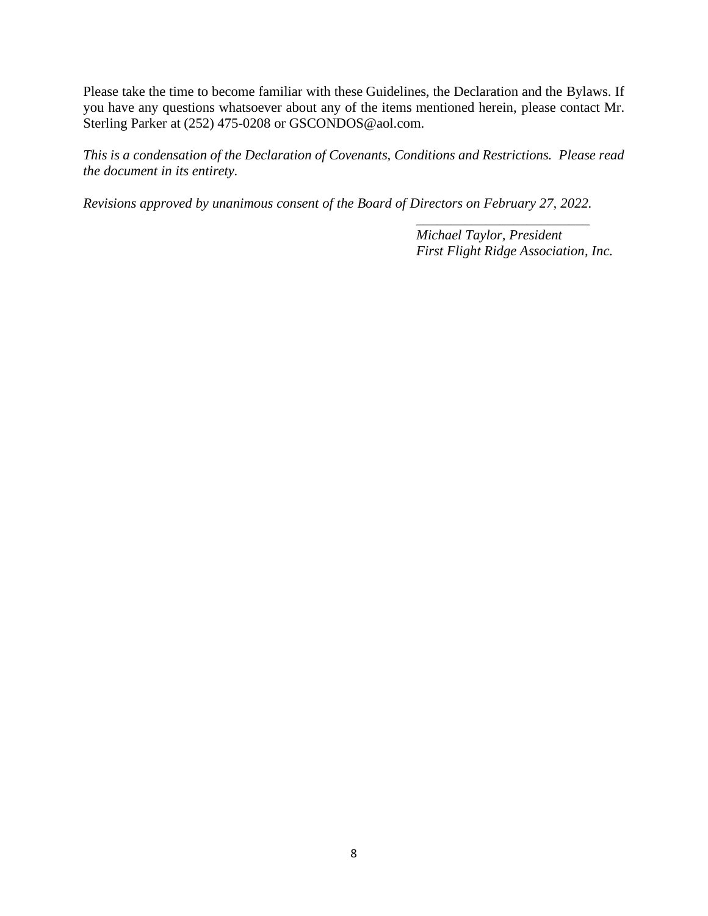Please take the time to become familiar with these Guidelines, the Declaration and the Bylaws. If you have any questions whatsoever about any of the items mentioned herein, please contact Mr. Sterling Parker at (252) 475-0208 or GSCONDOS@aol.com.

*This is a condensation of the Declaration of Covenants, Conditions and Restrictions. Please read the document in its entirety.*

*Revisions approved by unanimous consent of the Board of Directors on February 27, 2022.*

_________________________

*Michael Taylor, President*
*First Flight Ridge Association, Inc.*